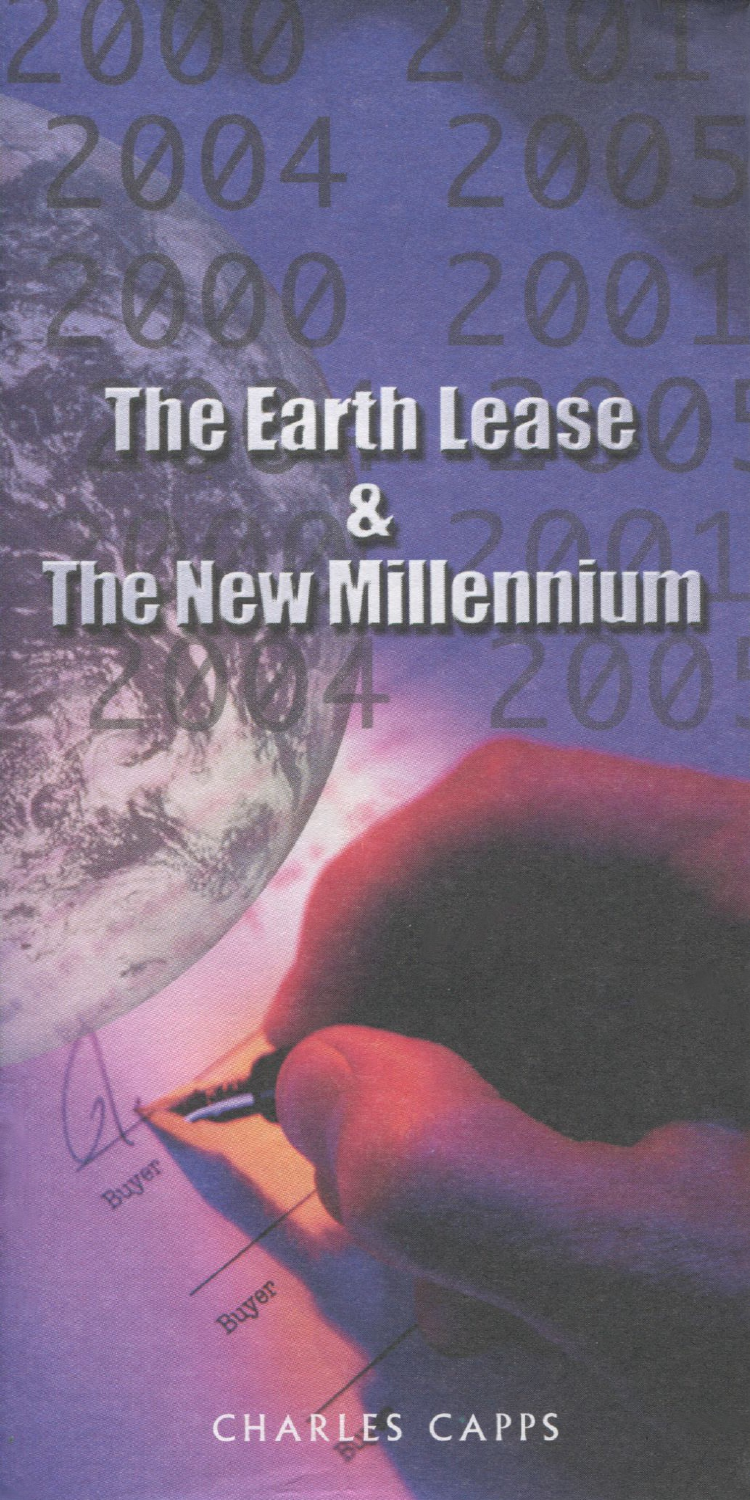# The Earth Lease & The New Millennium

CHARLES CAPPS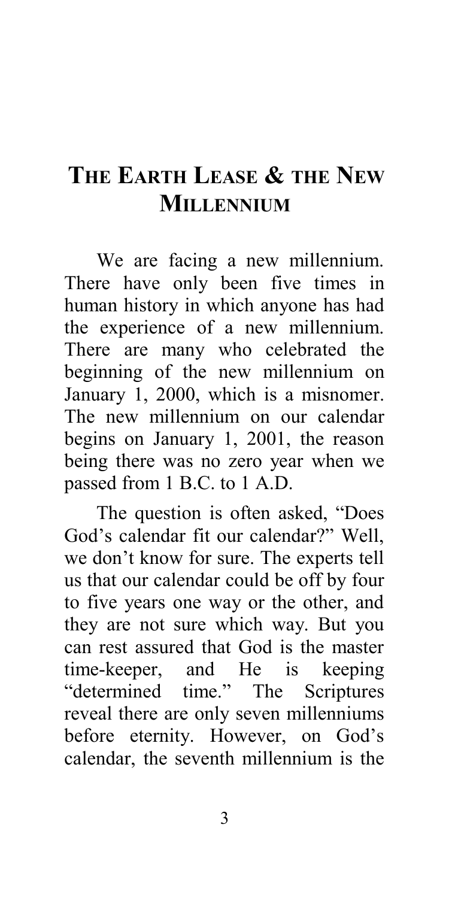# The Earth Lease & the New Millennium

We are facing a new millennium. There have only been five times in human history in which anyone has had the experience of a new millennium. There are many who celebrated the beginning of the new millennium on January 1, 2000, which is a misnomer. The new millennium on our calendar begins on January 1, 2001, the reason being there was no zero year when we passed from 1 B.C. to 1 A.D.

The question is often asked, "Does God's calendar fit our calendar?" Well, we don't know for sure. The experts tell us that our calendar could be off by four to five years one way or the other, and they are not sure which way. But you can rest assured that God is the master time-keeper, and He is keeping "determined time." The Scriptures reveal there are only seven millenniums before eternity. However, on God's calendar, the seventh millennium is the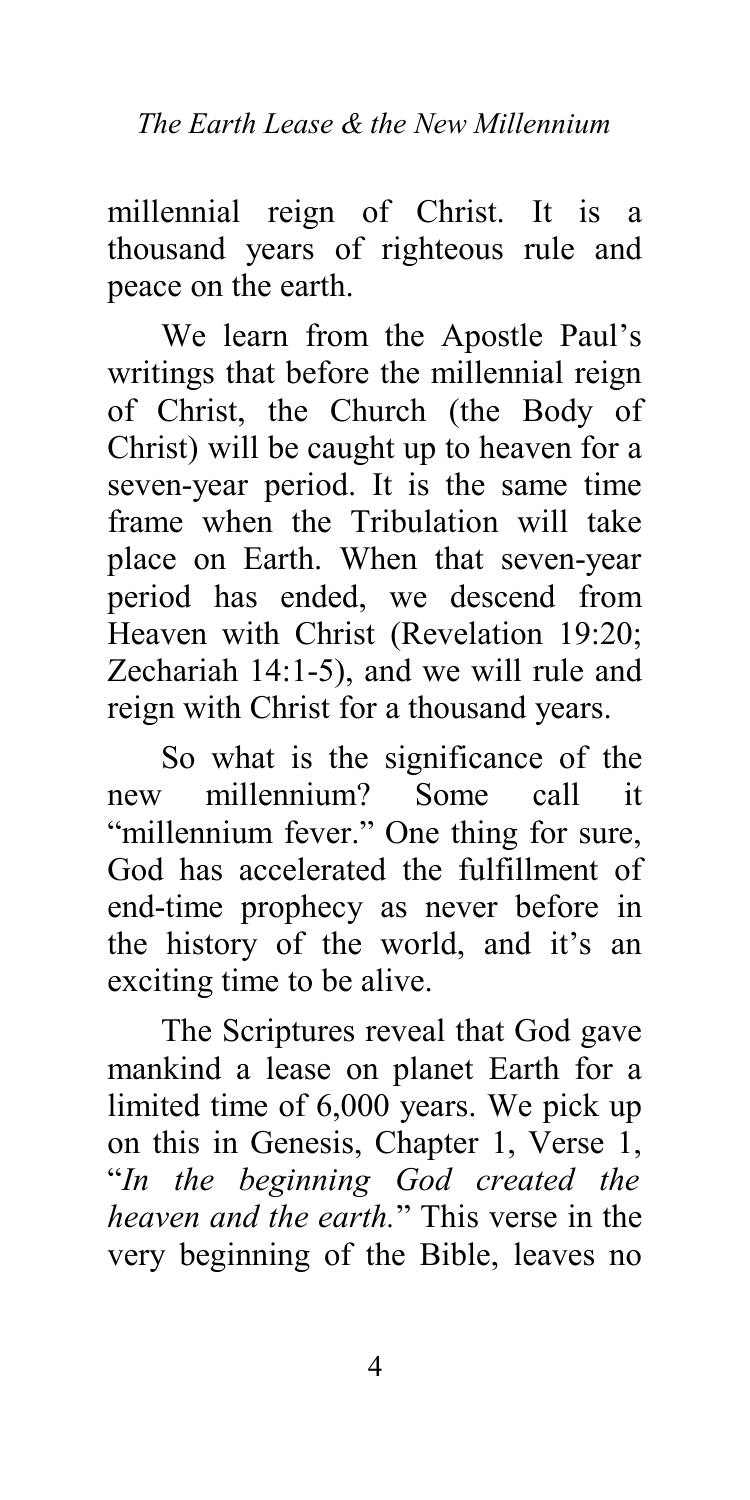millennial reign of Christ. It is a thousand years of righteous rule and peace on the earth.

We learn from the Apostle Paul's writings that before the millennial reign of Christ, the Church (the Body of Christ) will be caught up to heaven for a seven-year period. It is the same time frame when the Tribulation will take place on Earth. When that seven-year period has ended, we descend from Heaven with Christ (Revelation 19:20; Zechariah 14:1-5), and we will rule and reign with Christ for a thousand years.

So what is the significance of the new millennium? Some call it "millennium fever." One thing for sure, God has accelerated the fulfillment of end-time prophecy as never before in the history of the world, and it's an exciting time to be alive.

The Scriptures reveal that God gave mankind a lease on planet Earth for a limited time of 6,000 years. We pick up on this in Genesis, Chapter 1, Verse 1, "*In the beginning God created the heaven and the earth.*" This verse in the very beginning of the Bible, leaves no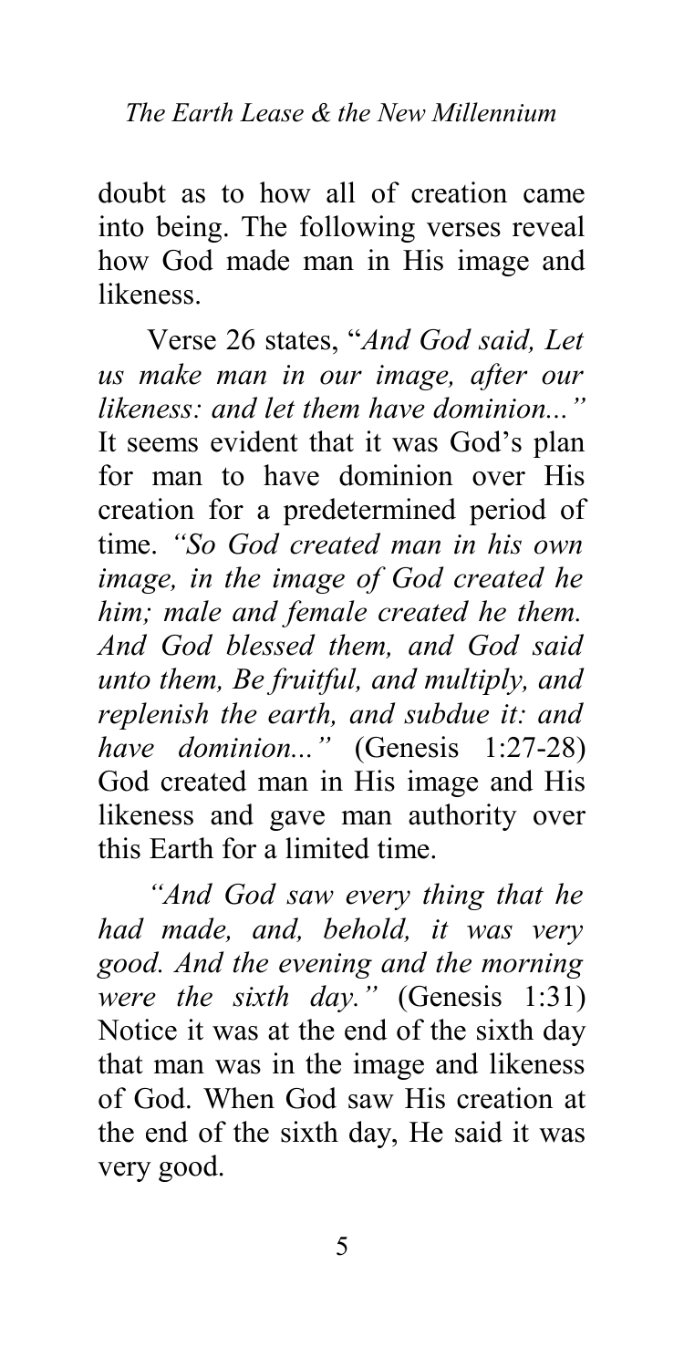doubt as to how all of creation came into being. The following verses reveal how God made man in His image and likeness.

Verse 26 states, "*And God said, Let us make man in our image, after our likeness: and let them have dominion...*" It seems evident that it was God's plan for man to have dominion over His creation for a predetermined period of time. *"So God created man in his own image, in the image of God created he him; male and female created he them. And God blessed them, and God said unto them, Be fruitful, and multiply, and replenish the earth, and subdue it: and have dominion..."* (Genesis 1:27-28) God created man in His image and His likeness and gave man authority over this Earth for a limited time.

*"And God saw every thing that he had made, and, behold, it was very good. And the evening and the morning were the sixth day."* (Genesis 1:31) Notice it was at the end of the sixth day that man was in the image and likeness of God. When God saw His creation at the end of the sixth day, He said it was very good.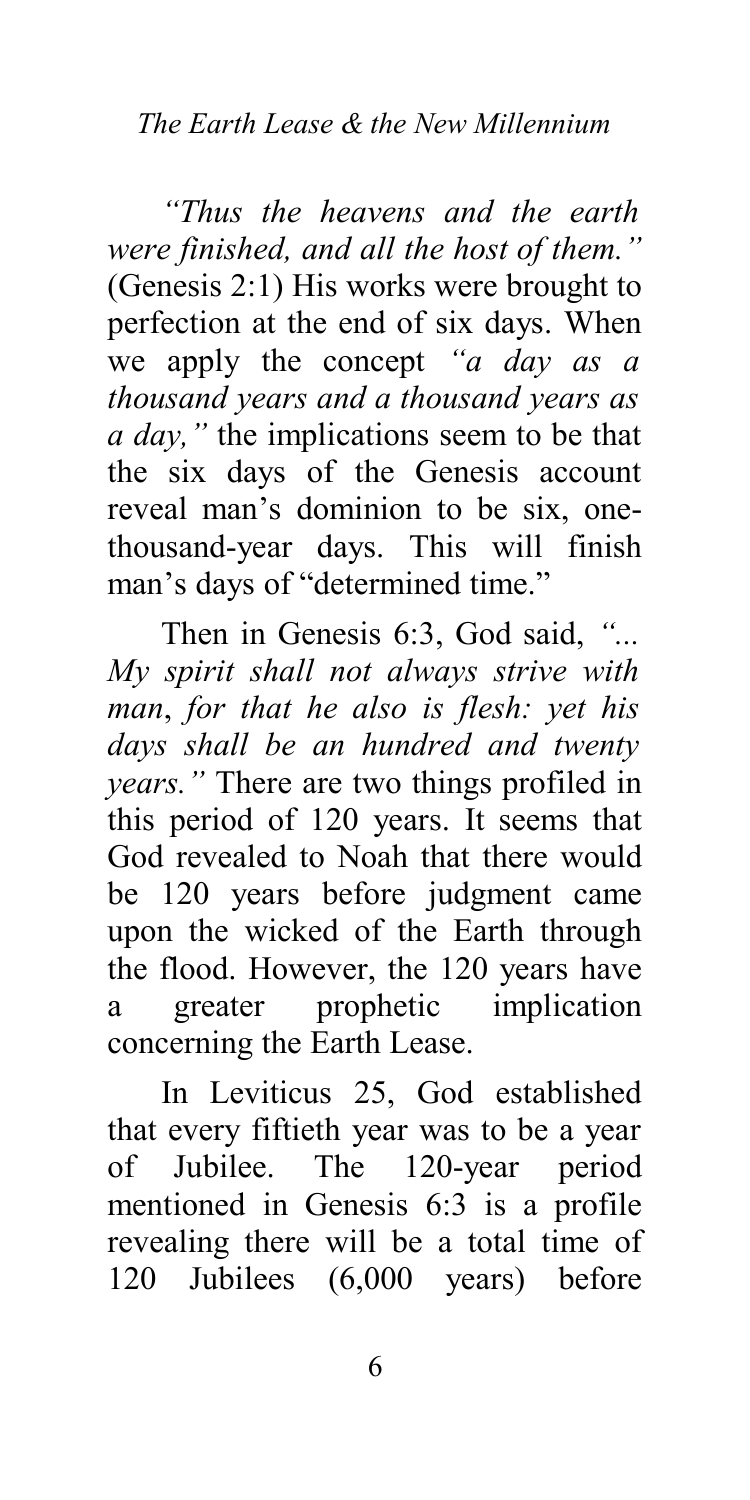*"Thus the heavens and the earth were finished, and all the host of them."* (Genesis 2:1) His works were brought to perfection at the end of six days. When we apply the concept *"a day as a thousand years and a thousand years as a day,"* the implications seem to be that the six days of the Genesis account reveal man's dominion to be six, one-thousand-year days. This will finish man's days of "determined time."

Then in Genesis 6:3, God said, *"... My spirit shall not always strive with man, for that he also is flesh: yet his days shall be an hundred and twenty years."* There are two things profiled in this period of 120 years. It seems that God revealed to Noah that there would be 120 years before judgment came upon the wicked of the Earth through the flood. However, the 120 years have a greater prophetic implication concerning the Earth Lease.

In Leviticus 25, God established that every fiftieth year was to be a year of Jubilee. The 120-year period mentioned in Genesis 6:3 is a profile revealing there will be a total time of 120 Jubilees (6,000 years) before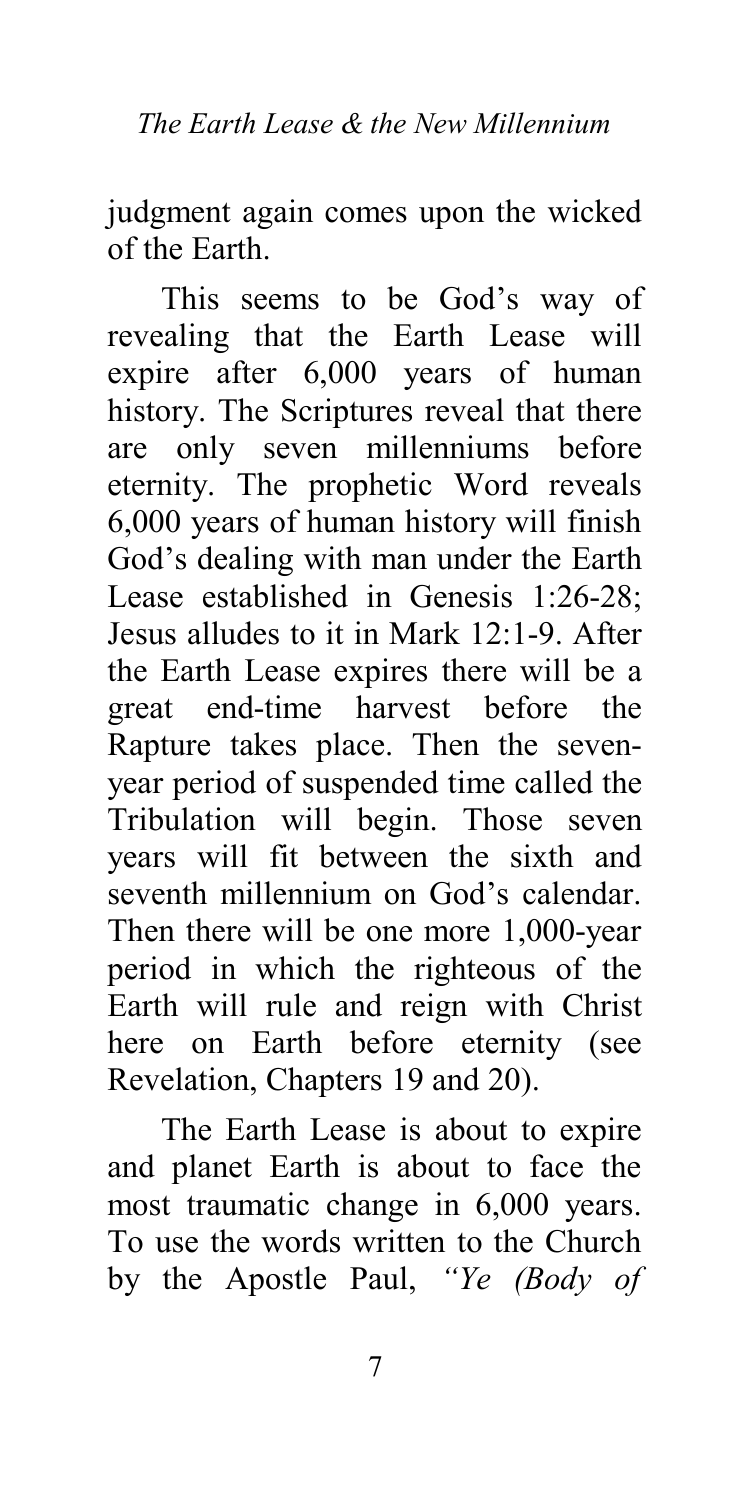judgment again comes upon the wicked of the Earth.

This seems to be God's way of revealing that the Earth Lease will expire after 6,000 years of human history. The Scriptures reveal that there are only seven millenniums before eternity. The prophetic Word reveals 6,000 years of human history will finish God's dealing with man under the Earth Lease established in Genesis 1:26-28; Jesus alludes to it in Mark 12:1-9. After the Earth Lease expires there will be a great end-time harvest before the Rapture takes place. Then the seven-year period of suspended time called the Tribulation will begin. Those seven years will fit between the sixth and seventh millennium on God's calendar. Then there will be one more 1,000-year period in which the righteous of the Earth will rule and reign with Christ here on Earth before eternity (see Revelation, Chapters 19 and 20).

The Earth Lease is about to expire and planet Earth is about to face the most traumatic change in 6,000 years. To use the words written to the Church by the Apostle Paul, *"Ye (Body of*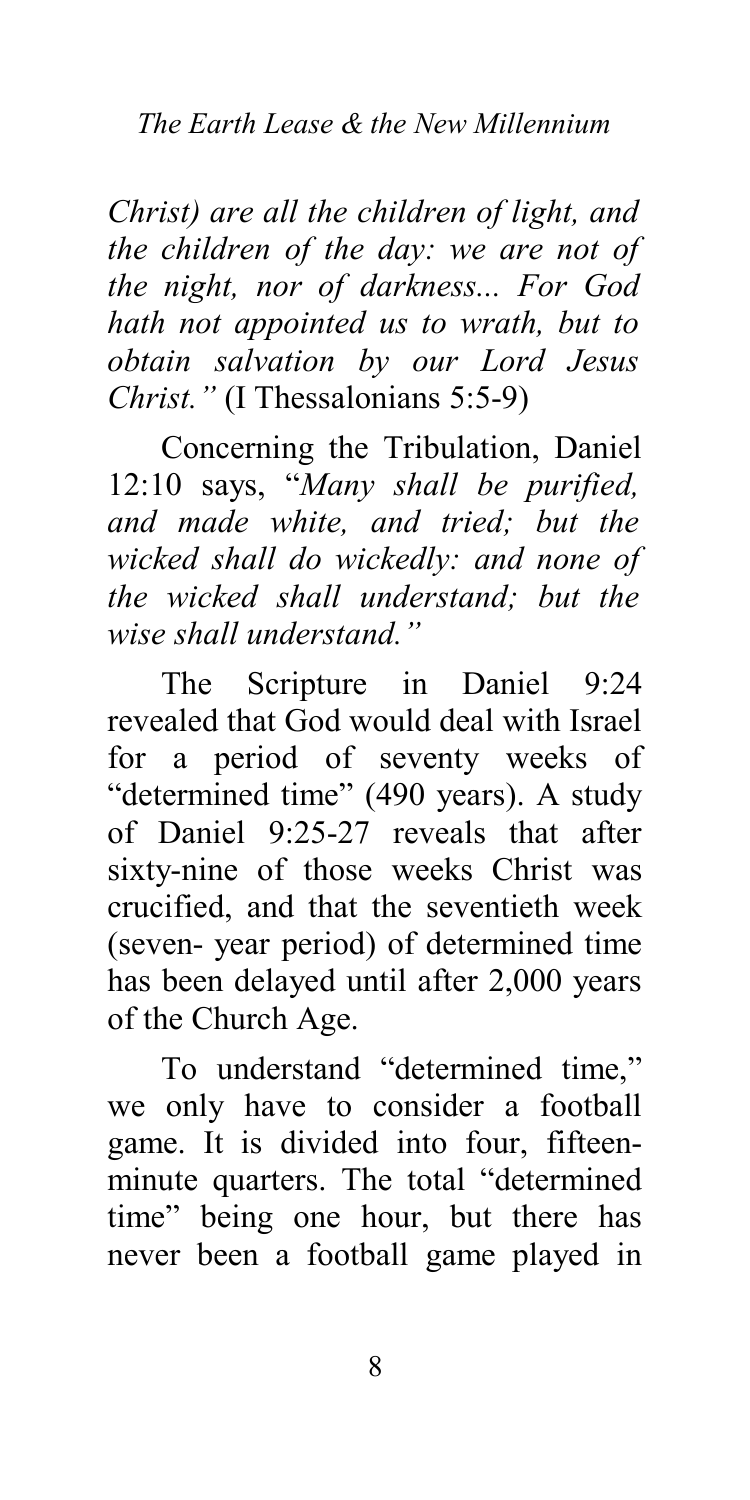*Christ) are all the children of light, and the children of the day: we are not of the night, nor of darkness... For God hath not appointed us to wrath, but to obtain salvation by our Lord Jesus Christ."* (I Thessalonians 5:5-9)

Concerning the Tribulation, Daniel 12:10 says, "*Many shall be purified, and made white, and tried; but the wicked shall do wickedly: and none of the wicked shall understand; but the wise shall understand."*

The Scripture in Daniel 9:24 revealed that God would deal with Israel for a period of seventy weeks of "determined time" (490 years). A study of Daniel 9:25-27 reveals that after sixty-nine of those weeks Christ was crucified, and that the seventieth week (seven- year period) of determined time has been delayed until after 2,000 years of the Church Age.

To understand "determined time," we only have to consider a football game. It is divided into four, fifteen-minute quarters. The total "determined time" being one hour, but there has never been a football game played in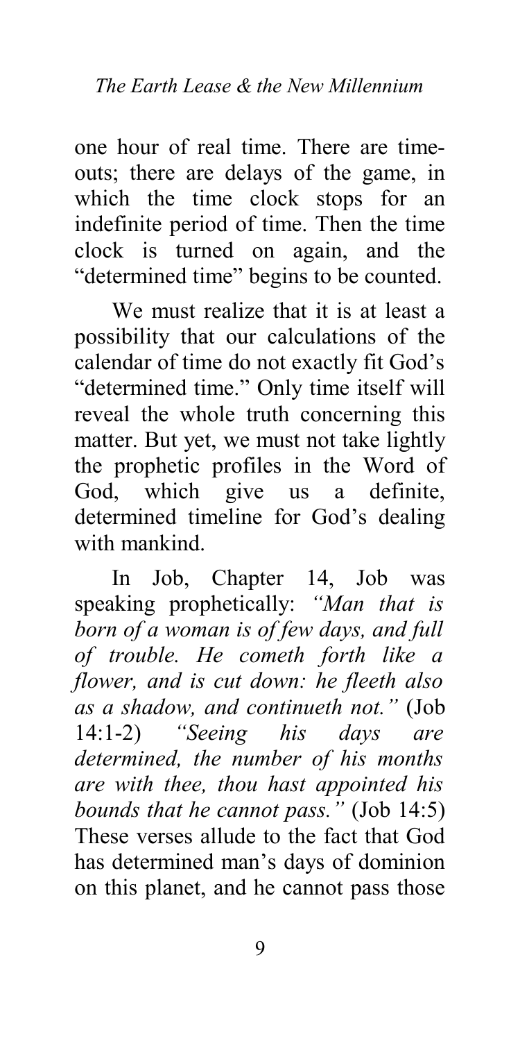one hour of real time. There are time-outs; there are delays of the game, in which the time clock stops for an indefinite period of time. Then the time clock is turned on again, and the "determined time" begins to be counted.

We must realize that it is at least a possibility that our calculations of the calendar of time do not exactly fit God's "determined time." Only time itself will reveal the whole truth concerning this matter. But yet, we must not take lightly the prophetic profiles in the Word of God, which give us a definite, determined timeline for God's dealing with mankind.

In Job, Chapter 14, Job was speaking prophetically: *"Man that is born of a woman is of few days, and full of trouble. He cometh forth like a flower, and is cut down: he fleeth also as a shadow, and continueth not."* (Job 14:1-2) *"Seeing his days are determined, the number of his months are with thee, thou hast appointed his bounds that he cannot pass."* (Job 14:5) These verses allude to the fact that God has determined man's days of dominion on this planet, and he cannot pass those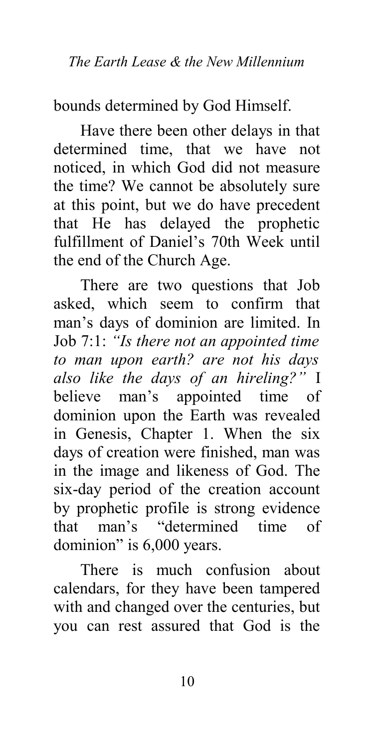bounds determined by God Himself.

Have there been other delays in that determined time, that we have not noticed, in which God did not measure the time? We cannot be absolutely sure at this point, but we do have precedent that He has delayed the prophetic fulfillment of Daniel's 70th Week until the end of the Church Age.

There are two questions that Job asked, which seem to confirm that man's days of dominion are limited. In Job 7:1: *"Is there not an appointed time to man upon earth? are not his days also like the days of an hireling?"* I believe man's appointed time of dominion upon the Earth was revealed in Genesis, Chapter 1. When the six days of creation were finished, man was in the image and likeness of God. The six-day period of the creation account by prophetic profile is strong evidence that man's "determined time of dominion" is 6,000 years.

There is much confusion about calendars, for they have been tampered with and changed over the centuries, but you can rest assured that God is the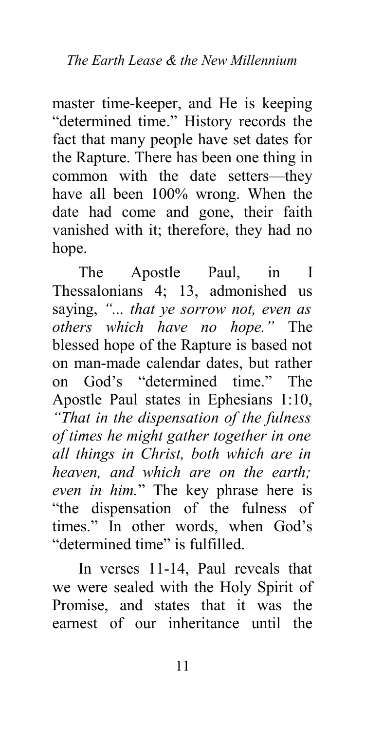master time-keeper, and He is keeping "determined time." History records the fact that many people have set dates for the Rapture. There has been one thing in common with the date setters—they have all been 100% wrong. When the date had come and gone, their faith vanished with it; therefore, they had no hope.

The Apostle Paul, in I Thessalonians 4; 13, admonished us saying, *"... that ye sorrow not, even as others which have no hope."* The blessed hope of the Rapture is based not on man-made calendar dates, but rather on God's "determined time." The Apostle Paul states in Ephesians 1:10, *"That in the dispensation of the fulness of times he might gather together in one all things in Christ, both which are in heaven, and which are on the earth; even in him.*" The key phrase here is "the dispensation of the fulness of times." In other words, when God's "determined time" is fulfilled.

In verses 11-14, Paul reveals that we were sealed with the Holy Spirit of Promise, and states that it was the earnest of our inheritance until the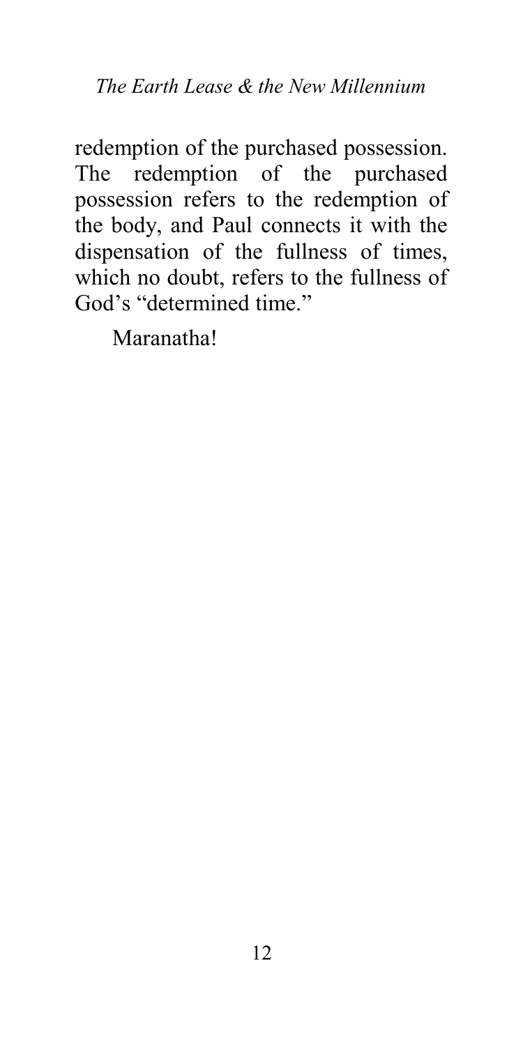redemption of the purchased possession. The redemption of the purchased possession refers to the redemption of the body, and Paul connects it with the dispensation of the fullness of times, which no doubt, refers to the fullness of God's "determined time."

Maranatha!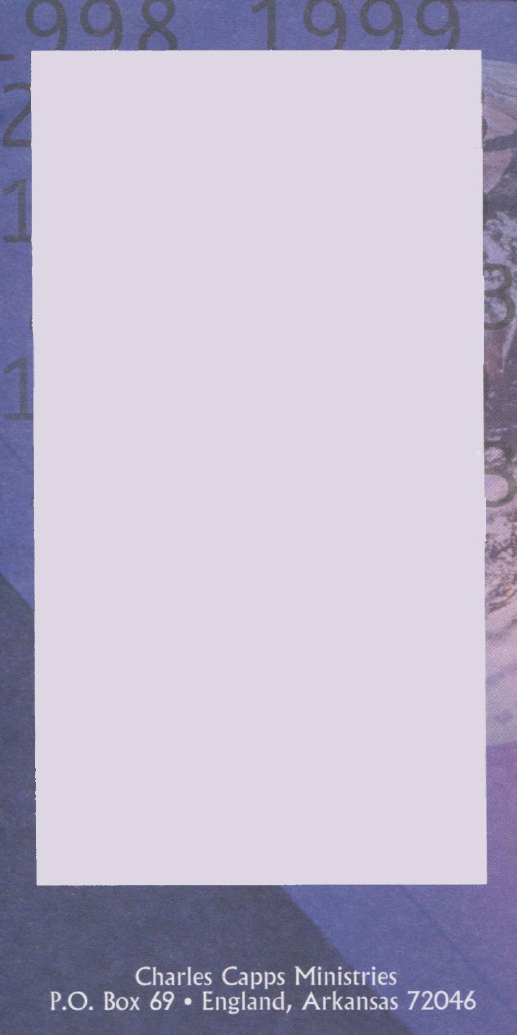Charles Capps Ministries
P.O. Box 69 • England, Arkansas 72046